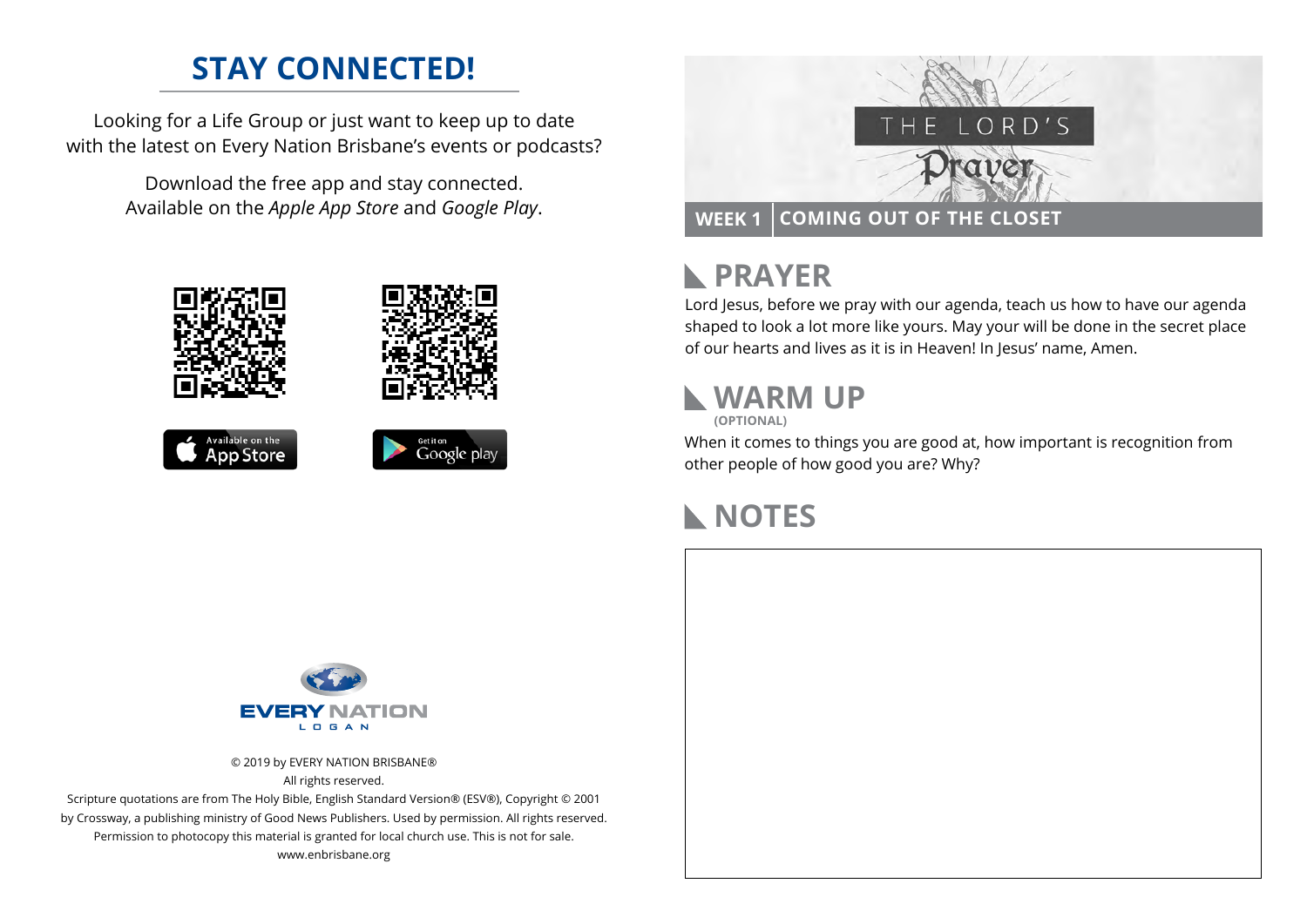# STAY CONNECTED!

Looking for a Life Group or just want to keep up to date with the latest on Every Nation Brisbane's events or podcasts?

Download the free app and stay connected. Available on the *Apple App Store* and *Google Play*.

Available on the App Store

Get it on Google play

EVERY NATION
LOGAN

© 2019 by EVERY NATION BRISBANE®
All rights reserved.
Scripture quotations are from The Holy Bible, English Standard Version® (ESV®), Copyright © 2001 by Crossway, a publishing ministry of Good News Publishers. Used by permission. All rights reserved.
Permission to photocopy this material is granted for local church use. This is not for sale.
www.enbrisbane.org

THE LORD'S Prayer

**WEEK 1** | **COMING OUT OF THE CLOSET**

## PRAYER

Lord Jesus, before we pray with our agenda, teach us how to have our agenda shaped to look a lot more like yours. May your will be done in the secret place of our hearts and lives as it is in Heaven! In Jesus' name, Amen.

## WARM UP

**(OPTIONAL)**

When it comes to things you are good at, how important is recognition from other people of how good you are? Why?

## NOTES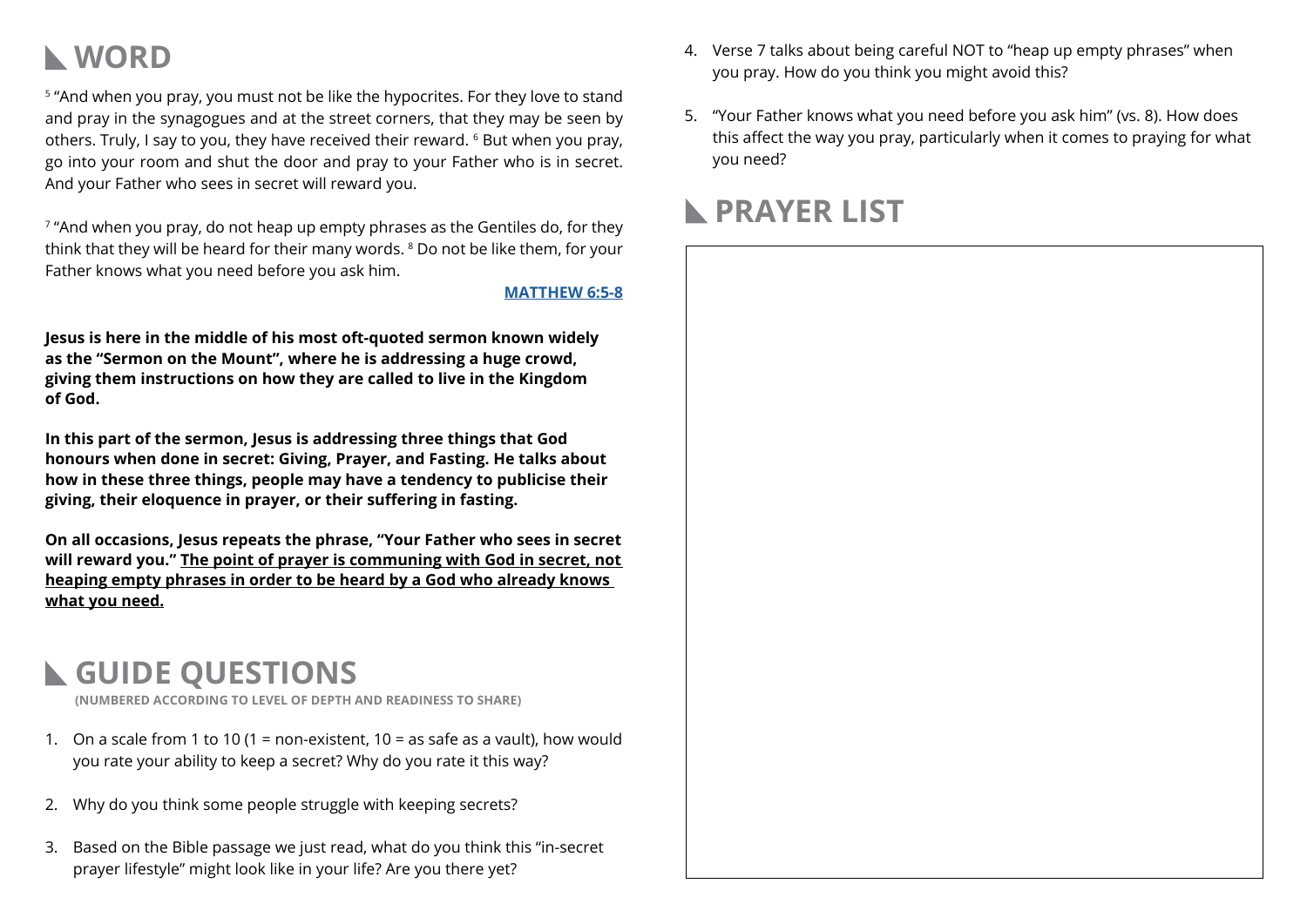## WORD

[5] "And when you pray, you must not be like the hypocrites. For they love to stand and pray in the synagogues and at the street corners, that they may be seen by others. Truly, I say to you, they have received their reward. [6] But when you pray, go into your room and shut the door and pray to your Father who is in secret. And your Father who sees in secret will reward you.

[7] "And when you pray, do not heap up empty phrases as the Gentiles do, for they think that they will be heard for their many words. [8] Do not be like them, for your Father knows what you need before you ask him.

**MATTHEW 6:5-8**

**Jesus is here in the middle of his most oft-quoted sermon known widely as the "Sermon on the Mount", where he is addressing a huge crowd, giving them instructions on how they are called to live in the Kingdom of God.**

**In this part of the sermon, Jesus is addressing three things that God honours when done in secret: Giving, Prayer, and Fasting. He talks about how in these three things, people may have a tendency to publicise their giving, their eloquence in prayer, or their suffering in fasting.**

**On all occasions, Jesus repeats the phrase, "Your Father who sees in secret will reward you." The point of prayer is communing with God in secret, not heaping empty phrases in order to be heard by a God who already knows what you need.**

## GUIDE QUESTIONS

**(NUMBERED ACCORDING TO LEVEL OF DEPTH AND READINESS TO SHARE)**

1. On a scale from 1 to 10 (1 = non-existent, 10 = as safe as a vault), how would you rate your ability to keep a secret? Why do you rate it this way?
2. Why do you think some people struggle with keeping secrets?
3. Based on the Bible passage we just read, what do you think this "in-secret prayer lifestyle" might look like in your life? Are you there yet?
4. Verse 7 talks about being careful NOT to "heap up empty phrases" when you pray. How do you think you might avoid this?
5. "Your Father knows what you need before you ask him" (vs. 8). How does this affect the way you pray, particularly when it comes to praying for what you need?

## PRAYER LIST